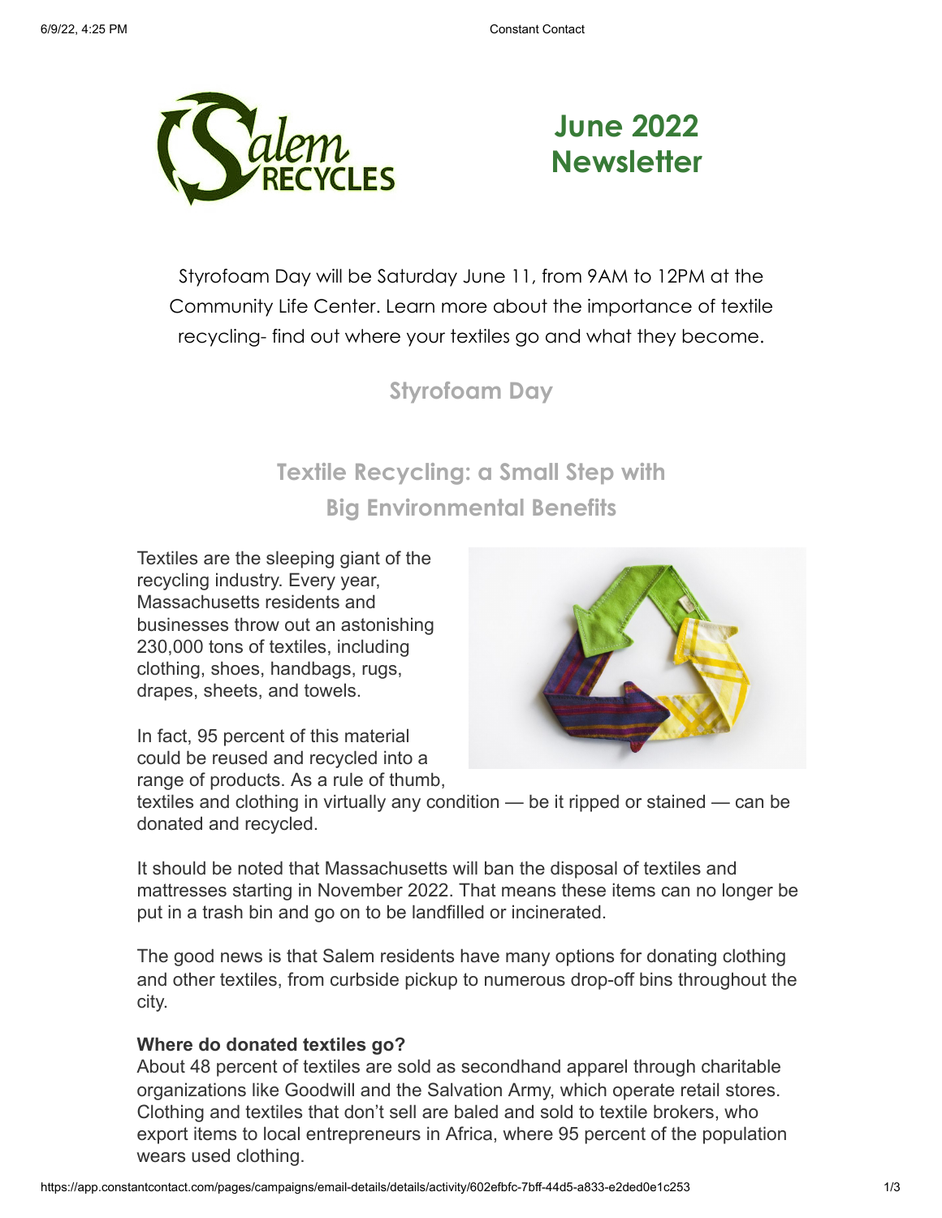# June 2022 Newsletter

Styrofoam Day will be Saturday June 11, from 9AM to 12PM at the Community Life Center. Learn more about the importance of textile recycling- find out where your textiles go and what they become.

## Styrofoam Day

## Textile Recycling: a Small Step with Big Environmental Benefits

Textiles are the sleeping giant of the recycling industry. Every year, Massachusetts residents and businesses throw out an astonishing 230,000 tons of textiles, including clothing, shoes, handbags, rugs, drapes, sheets, and towels.

In fact, 95 percent of this material could be reused and recycled into a range of products. As a rule of thumb, textiles and clothing in virtually any condition — be it ripped or stained — can be donated and recycled.

It should be noted that Massachusetts will ban the disposal of textiles and mattresses starting in November 2022. That means these items can no longer be put in a trash bin and go on to be landfilled or incinerated.

The good news is that Salem residents have many options for donating clothing and other textiles, from curbside pickup to numerous drop-off bins throughout the city.

**Where do donated textiles go?**

About 48 percent of textiles are sold as secondhand apparel through charitable organizations like Goodwill and the Salvation Army, which operate retail stores. Clothing and textiles that don't sell are baled and sold to textile brokers, who export items to local entrepreneurs in Africa, where 95 percent of the population wears used clothing.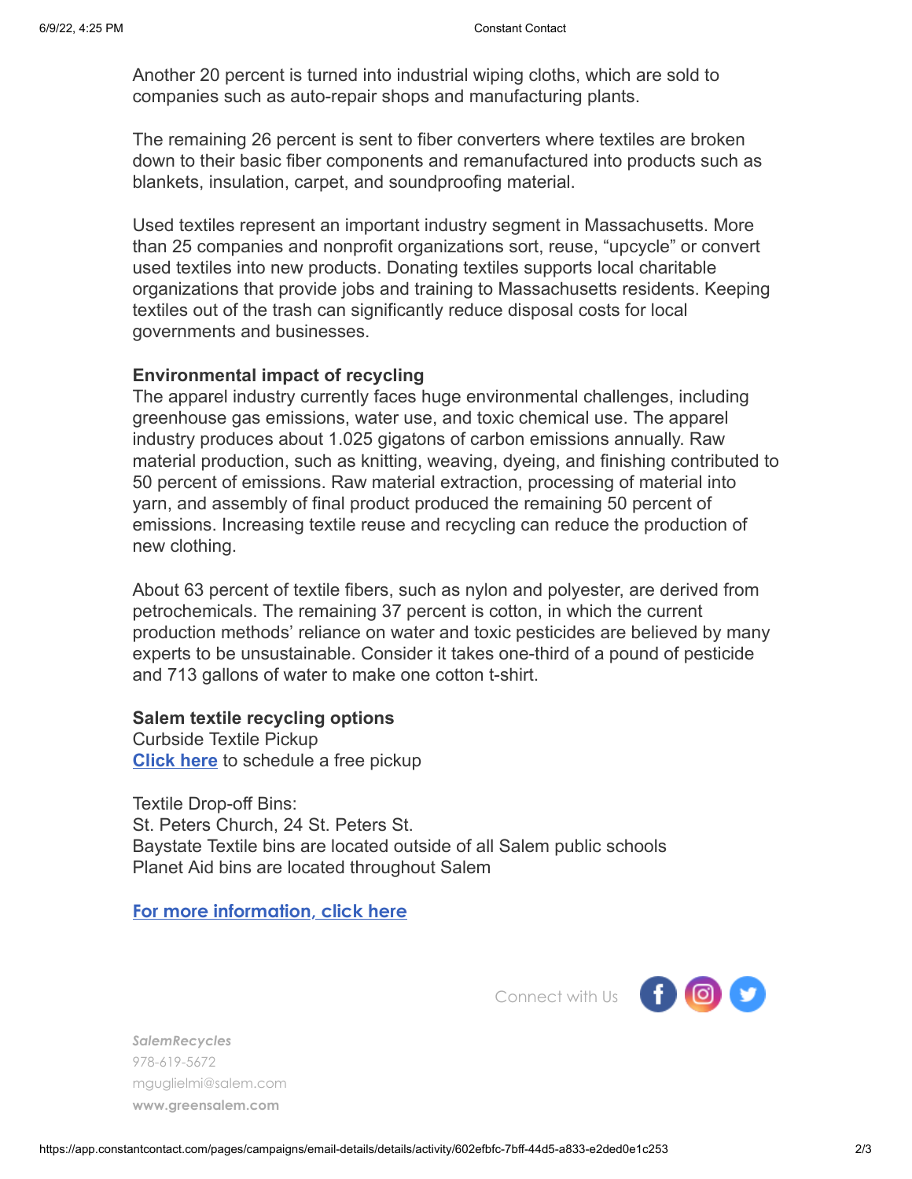Another 20 percent is turned into industrial wiping cloths, which are sold to companies such as auto-repair shops and manufacturing plants.

The remaining 26 percent is sent to fiber converters where textiles are broken down to their basic fiber components and remanufactured into products such as blankets, insulation, carpet, and soundproofing material.

Used textiles represent an important industry segment in Massachusetts. More than 25 companies and nonprofit organizations sort, reuse, “upcycle” or convert used textiles into new products. Donating textiles supports local charitable organizations that provide jobs and training to Massachusetts residents. Keeping textiles out of the trash can significantly reduce disposal costs for local governments and businesses.

**Environmental impact of recycling**

The apparel industry currently faces huge environmental challenges, including greenhouse gas emissions, water use, and toxic chemical use. The apparel industry produces about 1.025 gigatons of carbon emissions annually. Raw material production, such as knitting, weaving, dyeing, and finishing contributed to 50 percent of emissions. Raw material extraction, processing of material into yarn, and assembly of final product produced the remaining 50 percent of emissions. Increasing textile reuse and recycling can reduce the production of new clothing.

About 63 percent of textile fibers, such as nylon and polyester, are derived from petrochemicals. The remaining 37 percent is cotton, in which the current production methods’ reliance on water and toxic pesticides are believed by many experts to be unsustainable. Consider it takes one-third of a pound of pesticide and 713 gallons of water to make one cotton t-shirt.

**Salem textile recycling options**

Curbside Textile Pickup

**Click here** to schedule a free pickup

Textile Drop-off Bins:

St. Peters Church, 24 St. Peters St.

Baystate Textile bins are located outside of all Salem public schools

Planet Aid bins are located throughout Salem

**For more information, click here**

Connect with Us

*SalemRecycles*

978-619-5672

mguglielmi@salem.com

**www.greensalem.com**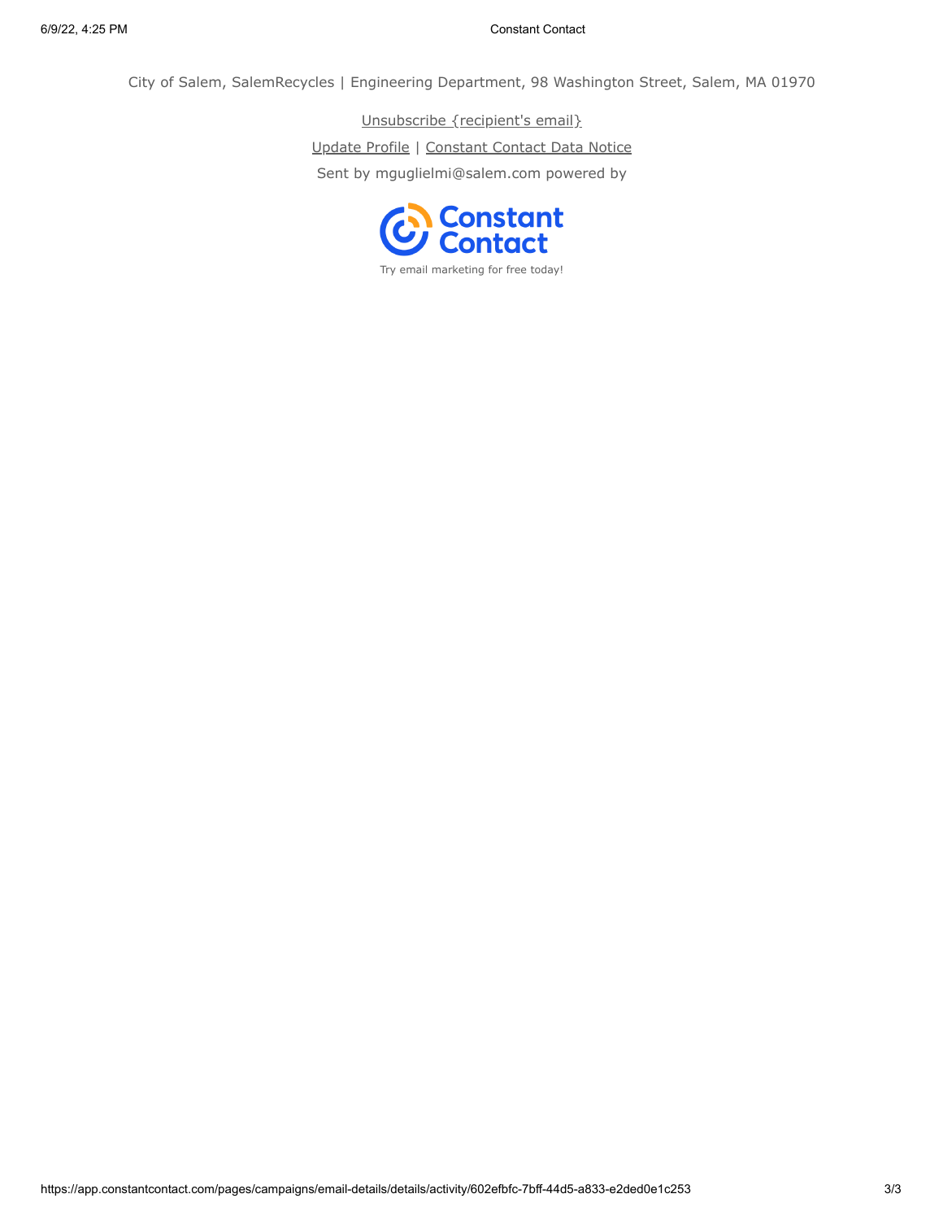City of Salem, SalemRecycles | Engineering Department, 98 Washington Street, Salem, MA 01970

Unsubscribe {recipient's email}

Update Profile | Constant Contact Data Notice

Sent by mguglielmi@salem.com powered by

Constant Contact

Try email marketing for free today!